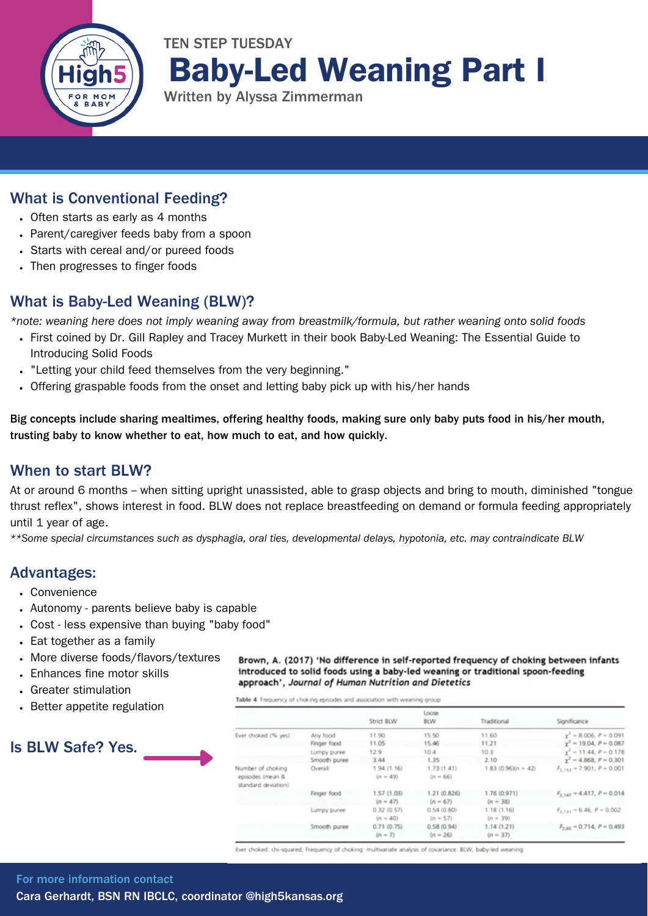TEN STEP TUESDAY

# Baby-Led Weaning Part I

Written by Alyssa Zimmerman

## What is Conventional Feeding?

- Often starts as early as 4 months
- Parent/caregiver feeds baby from a spoon
- Starts with cereal and/or pureed foods
- Then progresses to finger foods

## What is Baby-Led Weaning (BLW)?

*\*note: weaning here does not imply weaning away from breastmilk/formula, but rather weaning onto solid foods*

- First coined by Dr. Gill Rapley and Tracey Murkett in their book Baby-Led Weaning: The Essential Guide to Introducing Solid Foods
- "Letting your child feed themselves from the very beginning."
- Offering graspable foods from the onset and letting baby pick up with his/her hands

**Big concepts include sharing mealtimes, offering healthy foods, making sure only baby puts food in his/her mouth, trusting baby to know whether to eat, how much to eat, and how quickly.**

## When to start BLW?

At or around 6 months – when sitting upright unassisted, able to grasp objects and bring to mouth, diminished "tongue thrust reflex", shows interest in food. BLW does not replace breastfeeding on demand or formula feeding appropriately until 1 year of age.

*\*\*Some special circumstances such as dysphagia, oral ties, developmental delays, hypotonia, etc. may contraindicate BLW*

## Advantages:

- Convenience
- Autonomy - parents believe baby is capable
- Cost - less expensive than buying "baby food"
- Eat together as a family
- More diverse foods/flavors/textures
- Enhances fine motor skills
- Greater stimulation
- Better appetite regulation

## Is BLW Safe? Yes.

**Brown, A. (2017) 'No difference in self-reported frequency of choking between infants introduced to solid foods using a baby-led weaning or traditional spoon-feeding approach', *Journal of Human Nutrition and Dietetics***

Table 4 Frequency of choking episodes and association with weaning group

| | | Strict BLW | Loose BLW | Traditional | Significance |
|---|---|---|---|---|---|
| Ever choked (% yes) | Any food | 11.90 | 15.50 | 11.60 | $\chi^2 = 8.006$, $P = 0.091$ |
| | Finger food | 11.05 | 15.46 | 11.21 | $\chi^2 = 19.04$, $P = 0.087$ |
| | Lumpy puree | 12.9 | 10.4 | 10.3 | $\chi^2 = 11.44$, $P = 0.178$ |
| | Smooth puree | 3.44 | 1.35 | 2.10 | $\chi^2 = 4.868$, $P = 0.301$ |
| Number of choking episodes (mean & standard deviation) | Overall | 1.94 (1.16) ($n = 49$) | 1.73 (1.41) ($n = 66$) | 1.83 (0.96)($n = 42$) | $F_{2,153} = 7.901$, $P = 0.001$ |
| | Finger food | 1.57 (1.03) ($n = 47$) | 1.21 (0.826) ($n = 67$) | 1.76 (0.971) ($n = 38$) | $F_{2,147} = 4.417$, $P = 0.014$ |
| | Lumpy puree | 0.32 (0.57) ($n = 40$) | 0.54 (0.80) ($n = 57$) | 1.18 (1.16) ($n = 39$) | $F_{2,131} = 6.46$, $P = 0.002$ |
| | Smooth puree | 0.71 (0.75) ($n = 7$) | 0.58 (0.94) ($n = 26$) | 1.14 (1.21) ($n = 37$) | $F_{2,65} = 0.714$, $P = 0.493$ |

Ever choked: chi-squared; Frequency of choking: multivariate analysis of covariance. BLW, baby-led weaning.

For more information contact

Cara Gerhardt, BSN RN IBCLC, coordinator @high5kansas.org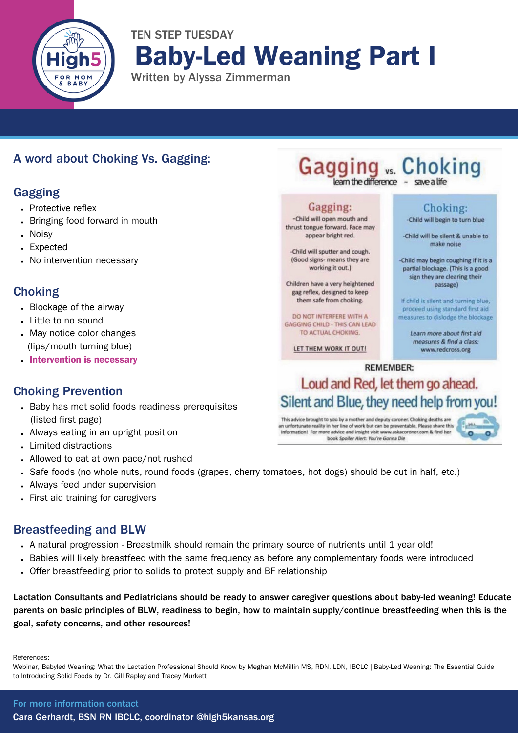TEN STEP TUESDAY

# Baby-Led Weaning Part I

Written by Alyssa Zimmerman

## A word about Choking Vs. Gagging:

### Gagging

- Protective reflex
- Bringing food forward in mouth
- Noisy
- Expected
- No intervention necessary

### Choking

- Blockage of the airway
- Little to no sound
- May notice color changes (lips/mouth turning blue)
- **Intervention is necessary**

### Choking Prevention

- Baby has met solid foods readiness prerequisites (listed first page)
- Always eating in an upright position
- Limited distractions
- Allowed to eat at own pace/not rushed
- Safe foods (no whole nuts, round foods (grapes, cherry tomatoes, hot dogs) should be cut in half, etc.)
- Always feed under supervision
- First aid training for caregivers

**Gagging vs. Choking**
learn the difference - save a life

**Gagging:**

-Child will open mouth and thrust tongue forward. Face may appear bright red.

-Child will sputter and cough. (Good signs- means they are working it out.)

Children have a very heightened gag reflex, designed to keep them safe from choking.

DO NOT INTERFERE WITH A GAGGING CHILD - THIS CAN LEAD TO ACTUAL CHOKING.

LET THEM WORK IT OUT!

**Choking:**

-Child will begin to turn blue

-Child will be silent & unable to make noise

-Child may begin coughing if it is a partial blockage. (This is a good sign they are clearing their passage)

If child is silent and turning blue, proceed using standard first aid measures to dislodge the blockage

*Learn more about first aid measures & find a class:* www.redcross.org

REMEMBER:

Loud and Red, let them go ahead.
Silent and Blue, they need help from you!

This advice brought to you by a mother and deputy coroner. Choking deaths are an unfortunate reality in her line of work but can be preventable. Please share this information! For more advice and insight visit www.askacoroner.com & find her book *Spoiler Alert: You're Gonna Die*

### Breastfeeding and BLW

- A natural progression - Breastmilk should remain the primary source of nutrients until 1 year old!
- Babies will likely breastfeed with the same frequency as before any complementary foods were introduced
- Offer breastfeeding prior to solids to protect supply and BF relationship

**Lactation Consultants and Pediatricians should be ready to answer caregiver questions about baby-led weaning! Educate parents on basic principles of BLW, readiness to begin, how to maintain supply/continue breastfeeding when this is the goal, safety concerns, and other resources!**

References:
Webinar, Babyled Weaning: What the Lactation Professional Should Know by Meghan McMillin MS, RDN, LDN, IBCLC | Baby-Led Weaning: The Essential Guide to Introducing Solid Foods by Dr. Gill Rapley and Tracey Murkett

For more information contact
Cara Gerhardt, BSN RN IBCLC, coordinator @high5kansas.org